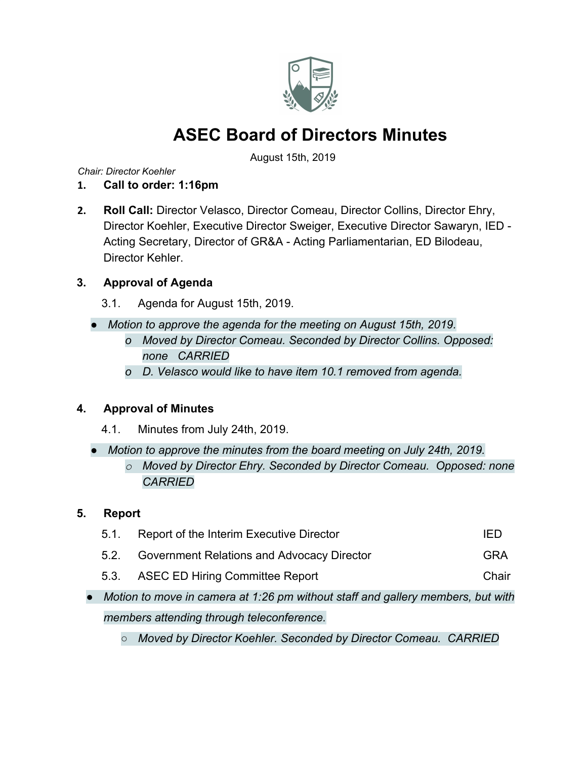# ASEC Board of Directors Minutes

August 15th, 2019

*Chair: Director Koehler*

1. **Call to order: 1:16pm**

2. **Roll Call:** Director Velasco, Director Comeau, Director Collins, Director Ehry, Director Koehler, Executive Director Sweiger, Executive Director Sawaryn, IED - Acting Secretary, Director of GR&A - Acting Parliamentarian, ED Bilodeau, Director Kehler.

3. **Approval of Agenda**

   3.1. Agenda for August 15th, 2019.

- *Motion to approve the agenda for the meeting on August 15th, 2019.*
  - *Moved by Director Comeau. Seconded by Director Collins. Opposed: none CARRIED*
  - *D. Velasco would like to have item 10.1 removed from agenda.*

4. **Approval of Minutes**

   4.1. Minutes from July 24th, 2019.

- *Motion to approve the minutes from the board meeting on July 24th, 2019.*
  - *Moved by Director Ehry. Seconded by Director Comeau. Opposed: none CARRIED*

5. **Report**

| | | |
|---|---|---|
| 5.1. | Report of the Interim Executive Director | IED |
| 5.2. | Government Relations and Advocacy Director | GRA |
| 5.3. | ASEC ED Hiring Committee Report | Chair |

- *Motion to move in camera at 1:26 pm without staff and gallery members, but with members attending through teleconference.*
  - *Moved by Director Koehler. Seconded by Director Comeau. CARRIED*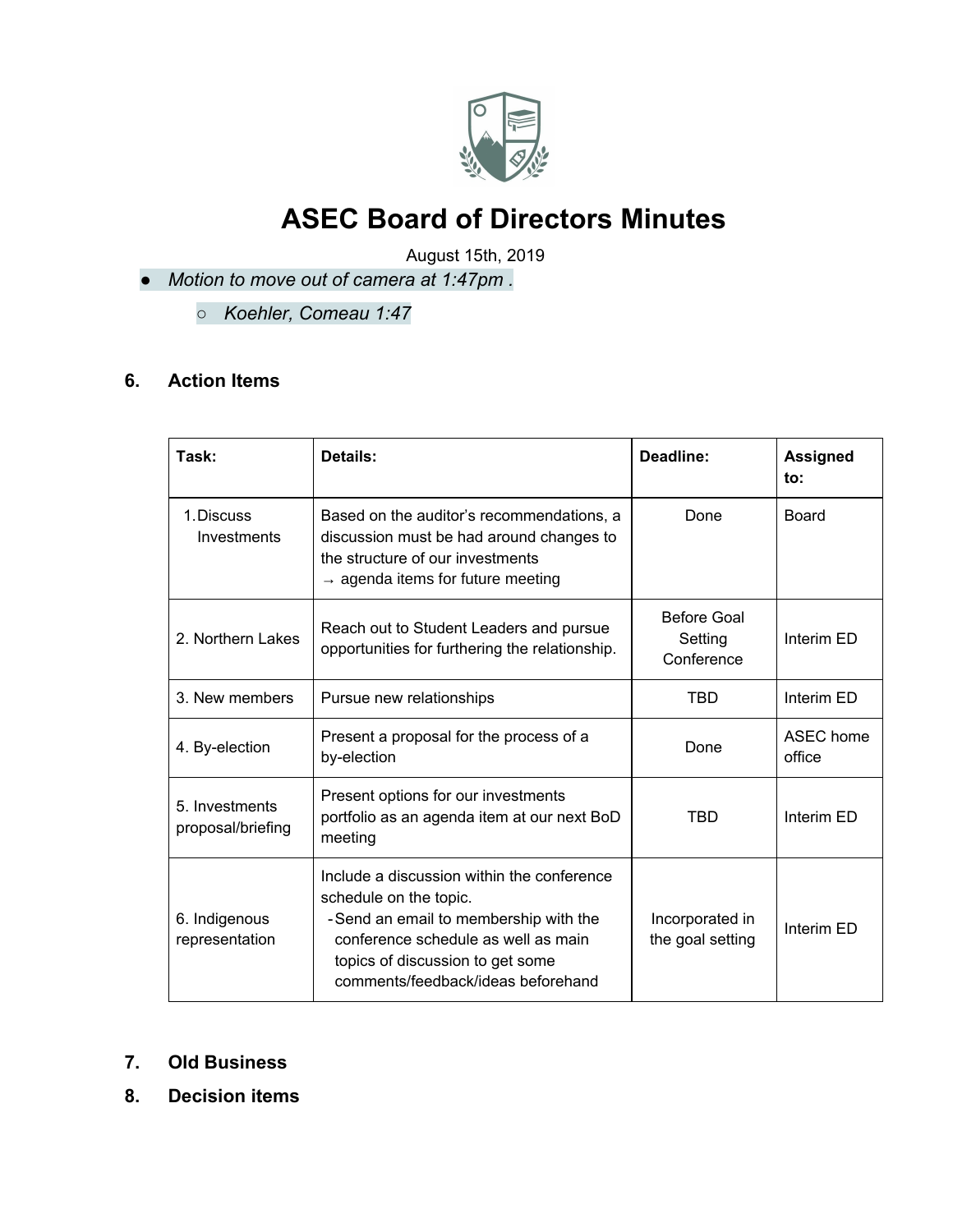# ASEC Board of Directors Minutes

August 15th, 2019

- *Motion to move out of camera at 1:47pm .*
  - *Koehler, Comeau 1:47*

## 6. Action Items

| Task: | Details: | Deadline: | Assigned to: |
|---|---|---|---|
| 1. Discuss Investments | Based on the auditor's recommendations, a discussion must be had around changes to the structure of our investments → agenda items for future meeting | Done | Board |
| 2. Northern Lakes | Reach out to Student Leaders and pursue opportunities for furthering the relationship. | Before Goal Setting Conference | Interim ED |
| 3. New members | Pursue new relationships | TBD | Interim ED |
| 4. By-election | Present a proposal for the process of a by-election | Done | ASEC home office |
| 5. Investments proposal/briefing | Present options for our investments portfolio as an agenda item at our next BoD meeting | TBD | Interim ED |
| 6. Indigenous representation | Include a discussion within the conference schedule on the topic. - Send an email to membership with the conference schedule as well as main topics of discussion to get some comments/feedback/ideas beforehand | Incorporated in the goal setting | Interim ED |

## 7. Old Business

## 8. Decision items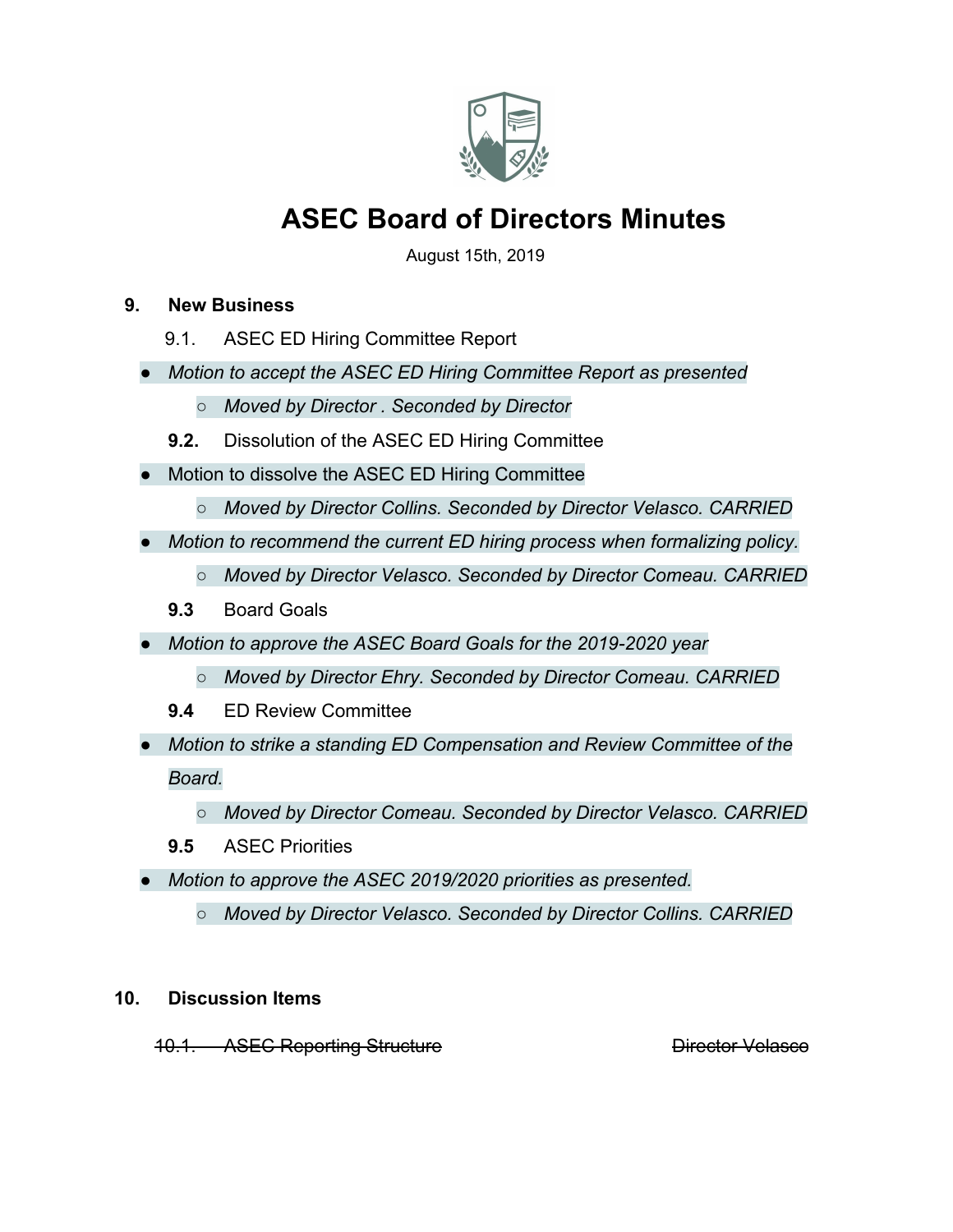# ASEC Board of Directors Minutes

August 15th, 2019

## 9. New Business

9.1. ASEC ED Hiring Committee Report

- *Motion to accept the ASEC ED Hiring Committee Report as presented*
    - *Moved by Director . Seconded by Director*

**9.2.** Dissolution of the ASEC ED Hiring Committee

- Motion to dissolve the ASEC ED Hiring Committee
    - *Moved by Director Collins. Seconded by Director Velasco. CARRIED*
- *Motion to recommend the current ED hiring process when formalizing policy.*
    - *Moved by Director Velasco. Seconded by Director Comeau. CARRIED*

**9.3** Board Goals

- *Motion to approve the ASEC Board Goals for the 2019-2020 year*
    - *Moved by Director Ehry. Seconded by Director Comeau. CARRIED*

**9.4** ED Review Committee

- *Motion to strike a standing ED Compensation and Review Committee of the Board.*
    - *Moved by Director Comeau. Seconded by Director Velasco. CARRIED*

**9.5** ASEC Priorities

- *Motion to approve the ASEC 2019/2020 priorities as presented.*
    - *Moved by Director Velasco. Seconded by Director Collins. CARRIED*

## 10. Discussion Items

~~10.1. ASEC Reporting Structure~~ ~~Director Velasco~~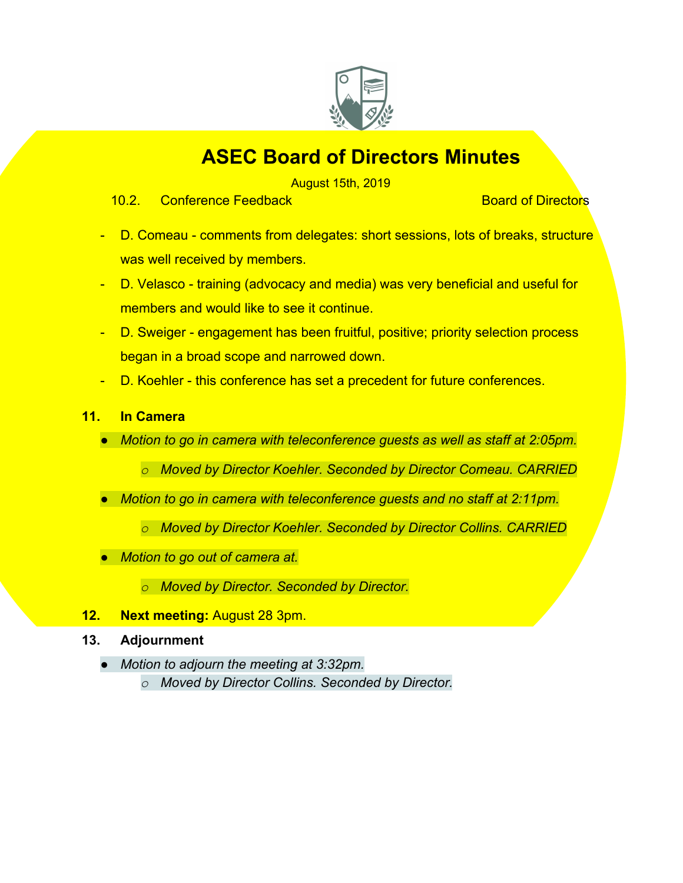# ASEC Board of Directors Minutes

August 15th, 2019

10.2. Conference Feedback — Board of Directors

- D. Comeau - comments from delegates: short sessions, lots of breaks, structure was well received by members.
- D. Velasco - training (advocacy and media) was very beneficial and useful for members and would like to see it continue.
- D. Sweiger - engagement has been fruitful, positive; priority selection process began in a broad scope and narrowed down.
- D. Koehler - this conference has set a precedent for future conferences.

**11. In Camera**

- *Motion to go in camera with teleconference guests as well as staff at 2:05pm.*
  - *Moved by Director Koehler. Seconded by Director Comeau. CARRIED*
- *Motion to go in camera with teleconference guests and no staff at 2:11pm.*
  - *Moved by Director Koehler. Seconded by Director Collins. CARRIED*
- *Motion to go out of camera at.*
  - *Moved by Director. Seconded by Director.*

**12. Next meeting:** August 28 3pm.

**13. Adjournment**

- *Motion to adjourn the meeting at 3:32pm.*
  - *Moved by Director Collins. Seconded by Director.*